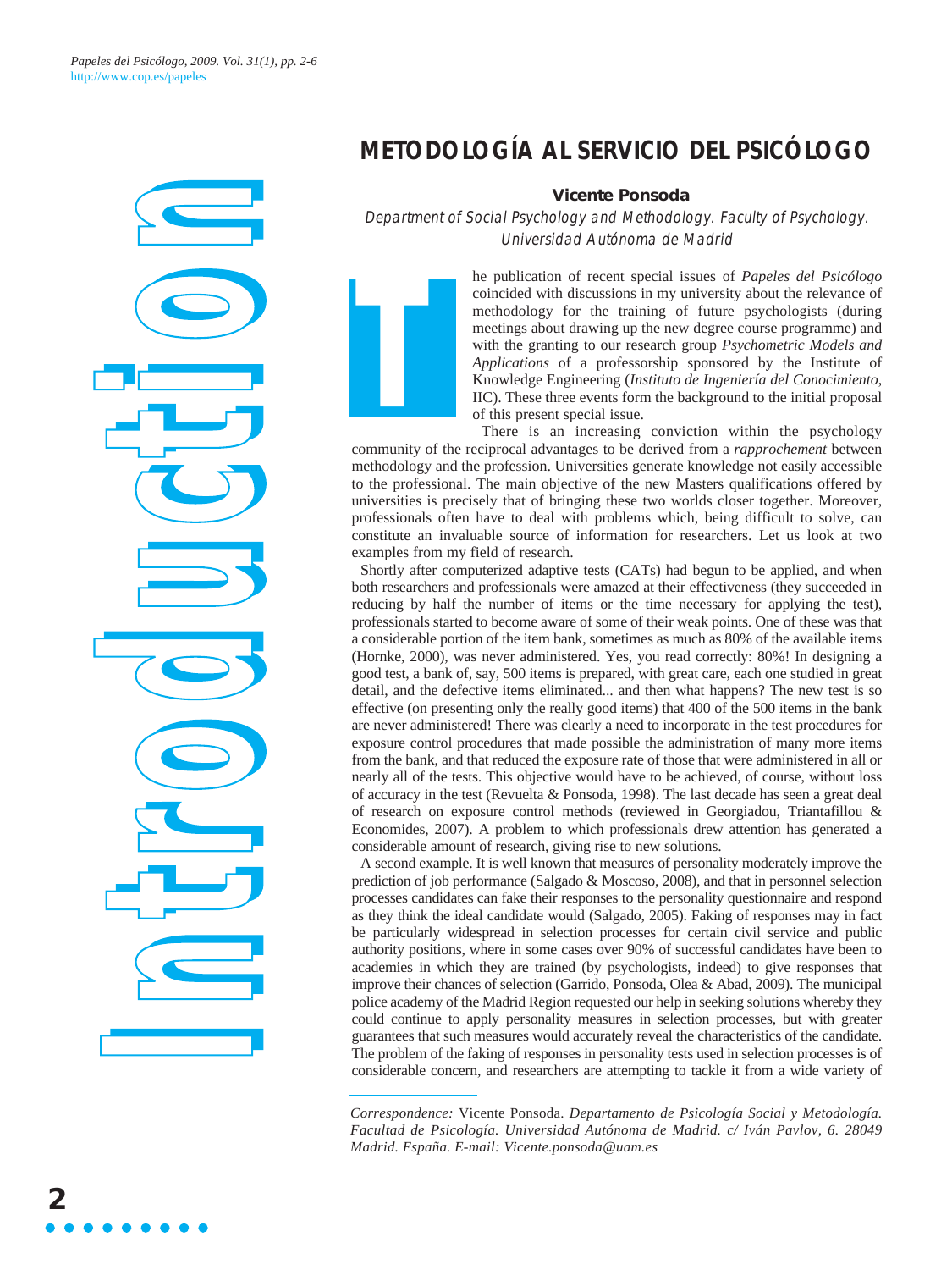# METODOLOGÍA AL SERVICIO DEL PSICÓLOGO

**Vicente Ponsoda**

*Department of Social Psychology and Methodology. Faculty of Psychology. Universidad Autónoma de Madrid*

The publication of recent special issues of *Papeles del Psicólogo* coincided with discussions in my university about the relevance of methodology for the training of future psychologists (during meetings about drawing up the new degree course programme) and with the granting to our research group *Psychometric Models and Applications* of a professorship sponsored by the Institute of Knowledge Engineering (*Instituto de Ingeniería del Conocimiento*, IIC). These three events form the background to the initial proposal of this present special issue.

There is an increasing conviction within the psychology community of the reciprocal advantages to be derived from a *rapprochement* between methodology and the profession. Universities generate knowledge not easily accessible to the professional. The main objective of the new Masters qualifications offered by universities is precisely that of bringing these two worlds closer together. Moreover, professionals often have to deal with problems which, being difficult to solve, can constitute an invaluable source of information for researchers. Let us look at two examples from my field of research.

Shortly after computerized adaptive tests (CATs) had begun to be applied, and when both researchers and professionals were amazed at their effectiveness (they succeeded in reducing by half the number of items or the time necessary for applying the test), professionals started to become aware of some of their weak points. One of these was that a considerable portion of the item bank, sometimes as much as 80% of the available items (Hornke, 2000), was never administered. Yes, you read correctly: 80%! In designing a good test, a bank of, say, 500 items is prepared, with great care, each one studied in great detail, and the defective items eliminated... and then what happens? The new test is so effective (on presenting only the really good items) that 400 of the 500 items in the bank are never administered! There was clearly a need to incorporate in the test procedures for exposure control procedures that made possible the administration of many more items from the bank, and that reduced the exposure rate of those that were administered in all or nearly all of the tests. This objective would have to be achieved, of course, without loss of accuracy in the test (Revuelta & Ponsoda, 1998). The last decade has seen a great deal of research on exposure control methods (reviewed in Georgiadou, Triantafillou & Economides, 2007). A problem to which professionals drew attention has generated a considerable amount of research, giving rise to new solutions.

A second example. It is well known that measures of personality moderately improve the prediction of job performance (Salgado & Moscoso, 2008), and that in personnel selection processes candidates can fake their responses to the personality questionnaire and respond as they think the ideal candidate would (Salgado, 2005). Faking of responses may in fact be particularly widespread in selection processes for certain civil service and public authority positions, where in some cases over 90% of successful candidates have been to academies in which they are trained (by psychologists, indeed) to give responses that improve their chances of selection (Garrido, Ponsoda, Olea & Abad, 2009). The municipal police academy of the Madrid Region requested our help in seeking solutions whereby they could continue to apply personality measures in selection processes, but with greater guarantees that such measures would accurately reveal the characteristics of the candidate. The problem of the faking of responses in personality tests used in selection processes is of considerable concern, and researchers are attempting to tackle it from a wide variety of

*Correspondence:* Vicente Ponsoda. *Departamento de Psicología Social y Metodología. Facultad de Psicología. Universidad Autónoma de Madrid. c/ Iván Pavlov, 6. 28049 Madrid. España. E-mail: Vicente.ponsoda@uam.es*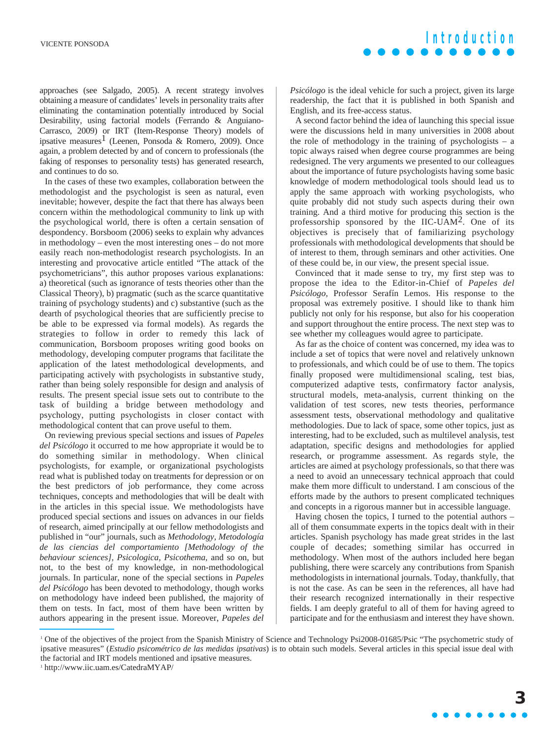approaches (see Salgado, 2005). A recent strategy involves obtaining a measure of candidates' levels in personality traits after eliminating the contamination potentially introduced by Social Desirability, using factorial models (Ferrando & Anguiano-Carrasco, 2009) or IRT (Item-Response Theory) models of ipsative measures[1] (Leenen, Ponsoda & Romero, 2009). Once again, a problem detected by and of concern to professionals (the faking of responses to personality tests) has generated research, and continues to do so.

In the cases of these two examples, collaboration between the methodologist and the psychologist is seen as natural, even inevitable; however, despite the fact that there has always been concern within the methodological community to link up with the psychological world, there is often a certain sensation of despondency. Borsboom (2006) seeks to explain why advances in methodology – even the most interesting ones – do not more easily reach non-methodologist research psychologists. In an interesting and provocative article entitled "The attack of the psychometricians", this author proposes various explanations: a) theoretical (such as ignorance of tests theories other than the Classical Theory), b) pragmatic (such as the scarce quantitative training of psychology students) and c) substantive (such as the dearth of psychological theories that are sufficiently precise to be able to be expressed via formal models). As regards the strategies to follow in order to remedy this lack of communication, Borsboom proposes writing good books on methodology, developing computer programs that facilitate the application of the latest methodological developments, and participating actively with psychologists in substantive study, rather than being solely responsible for design and analysis of results. The present special issue sets out to contribute to the task of building a bridge between methodology and psychology, putting psychologists in closer contact with methodological content that can prove useful to them.

On reviewing previous special sections and issues of *Papeles del Psicólogo* it occurred to me how appropriate it would be to do something similar in methodology. When clinical psychologists, for example, or organizational psychologists read what is published today on treatments for depression or on the best predictors of job performance, they come across techniques, concepts and methodologies that will be dealt with in the articles in this special issue. We methodologists have produced special sections and issues on advances in our fields of research, aimed principally at our fellow methodologists and published in "our" journals, such as *Methodology*, *Metodología de las ciencias del comportamiento [Methodology of the behaviour sciences]*, *Psicologica*, *Psicothema*, and so on, but not, to the best of my knowledge, in non-methodological journals. In particular, none of the special sections in *Papeles del Psicólogo* has been devoted to methodology, though works on methodology have indeed been published, the majority of them on tests. In fact, most of them have been written by authors appearing in the present issue. Moreover, *Papeles del Psicólogo* is the ideal vehicle for such a project, given its large readership, the fact that it is published in both Spanish and English, and its free-access status.

A second factor behind the idea of launching this special issue were the discussions held in many universities in 2008 about the role of methodology in the training of psychologists – a topic always raised when degree course programmes are being redesigned. The very arguments we presented to our colleagues about the importance of future psychologists having some basic knowledge of modern methodological tools should lead us to apply the same approach with working psychologists, who quite probably did not study such aspects during their own training. And a third motive for producing this section is the professorship sponsored by the IIC-UAM[2]. One of its objectives is precisely that of familiarizing psychology professionals with methodological developments that should be of interest to them, through seminars and other activities. One of these could be, in our view, the present special issue.

Convinced that it made sense to try, my first step was to propose the idea to the Editor-in-Chief of *Papeles del Psicólogo*, Professor Serafín Lemos. His response to the proposal was extremely positive. I should like to thank him publicly not only for his response, but also for his cooperation and support throughout the entire process. The next step was to see whether my colleagues would agree to participate.

As far as the choice of content was concerned, my idea was to include a set of topics that were novel and relatively unknown to professionals, and which could be of use to them. The topics finally proposed were multidimensional scaling, test bias, computerized adaptive tests, confirmatory factor analysis, structural models, meta-analysis, current thinking on the validation of test scores, new tests theories, performance assessment tests, observational methodology and qualitative methodologies. Due to lack of space, some other topics, just as interesting, had to be excluded, such as multilevel analysis, test adaptation, specific designs and methodologies for applied research, or programme assessment. As regards style, the articles are aimed at psychology professionals, so that there was a need to avoid an unnecessary technical approach that could make them more difficult to understand. I am conscious of the efforts made by the authors to present complicated techniques and concepts in a rigorous manner but in accessible language.

Having chosen the topics, I turned to the potential authors – all of them consummate experts in the topics dealt with in their articles. Spanish psychology has made great strides in the last couple of decades; something similar has occurred in methodology. When most of the authors included here began publishing, there were scarcely any contributions from Spanish methodologists in international journals. Today, thankfully, that is not the case. As can be seen in the references, all have had their research recognized internationally in their respective fields. I am deeply grateful to all of them for having agreed to participate and for the enthusiasm and interest they have shown.

---

[1] One of the objectives of the project from the Spanish Ministry of Science and Technology Psi2008-01685/Psic "The psychometric study of ipsative measures" (*Estudio psicométrico de las medidas ipsativas*) is to obtain such models. Several articles in this special issue deal with the factorial and IRT models mentioned and ipsative measures.

[2] http://www.iic.uam.es/CatedraMYAP/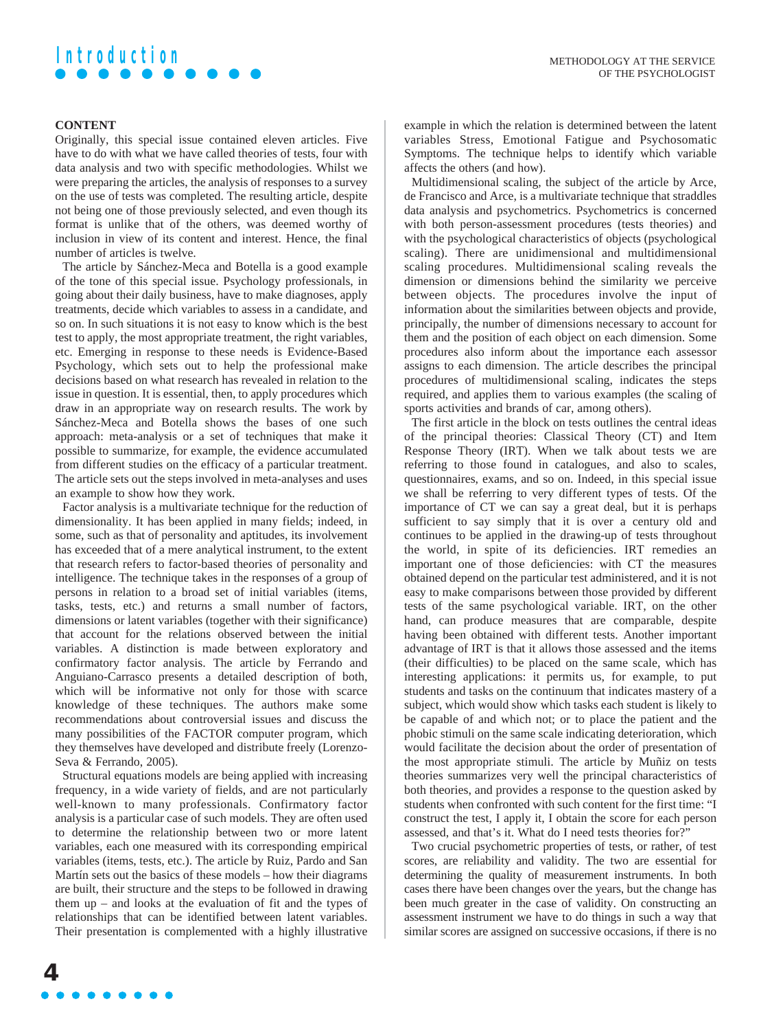**CONTENT**

Originally, this special issue contained eleven articles. Five have to do with what we have called theories of tests, four with data analysis and two with specific methodologies. Whilst we were preparing the articles, the analysis of responses to a survey on the use of tests was completed. The resulting article, despite not being one of those previously selected, and even though its format is unlike that of the others, was deemed worthy of inclusion in view of its content and interest. Hence, the final number of articles is twelve.

The article by Sánchez-Meca and Botella is a good example of the tone of this special issue. Psychology professionals, in going about their daily business, have to make diagnoses, apply treatments, decide which variables to assess in a candidate, and so on. In such situations it is not easy to know which is the best test to apply, the most appropriate treatment, the right variables, etc. Emerging in response to these needs is Evidence-Based Psychology, which sets out to help the professional make decisions based on what research has revealed in relation to the issue in question. It is essential, then, to apply procedures which draw in an appropriate way on research results. The work by Sánchez-Meca and Botella shows the bases of one such approach: meta-analysis or a set of techniques that make it possible to summarize, for example, the evidence accumulated from different studies on the efficacy of a particular treatment. The article sets out the steps involved in meta-analyses and uses an example to show how they work.

Factor analysis is a multivariate technique for the reduction of dimensionality. It has been applied in many fields; indeed, in some, such as that of personality and aptitudes, its involvement has exceeded that of a mere analytical instrument, to the extent that research refers to factor-based theories of personality and intelligence. The technique takes in the responses of a group of persons in relation to a broad set of initial variables (items, tasks, tests, etc.) and returns a small number of factors, dimensions or latent variables (together with their significance) that account for the relations observed between the initial variables. A distinction is made between exploratory and confirmatory factor analysis. The article by Ferrando and Anguiano-Carrasco presents a detailed description of both, which will be informative not only for those with scarce knowledge of these techniques. The authors make some recommendations about controversial issues and discuss the many possibilities of the FACTOR computer program, which they themselves have developed and distribute freely (Lorenzo-Seva & Ferrando, 2005).

Structural equations models are being applied with increasing frequency, in a wide variety of fields, and are not particularly well-known to many professionals. Confirmatory factor analysis is a particular case of such models. They are often used to determine the relationship between two or more latent variables, each one measured with its corresponding empirical variables (items, tests, etc.). The article by Ruiz, Pardo and San Martín sets out the basics of these models – how their diagrams are built, their structure and the steps to be followed in drawing them up – and looks at the evaluation of fit and the types of relationships that can be identified between latent variables. Their presentation is complemented with a highly illustrative example in which the relation is determined between the latent variables Stress, Emotional Fatigue and Psychosomatic Symptoms. The technique helps to identify which variable affects the others (and how).

Multidimensional scaling, the subject of the article by Arce, de Francisco and Arce, is a multivariate technique that straddles data analysis and psychometrics. Psychometrics is concerned with both person-assessment procedures (tests theories) and with the psychological characteristics of objects (psychological scaling). There are unidimensional and multidimensional scaling procedures. Multidimensional scaling reveals the dimension or dimensions behind the similarity we perceive between objects. The procedures involve the input of information about the similarities between objects and provide, principally, the number of dimensions necessary to account for them and the position of each object on each dimension. Some procedures also inform about the importance each assessor assigns to each dimension. The article describes the principal procedures of multidimensional scaling, indicates the steps required, and applies them to various examples (the scaling of sports activities and brands of car, among others).

The first article in the block on tests outlines the central ideas of the principal theories: Classical Theory (CT) and Item Response Theory (IRT). When we talk about tests we are referring to those found in catalogues, and also to scales, questionnaires, exams, and so on. Indeed, in this special issue we shall be referring to very different types of tests. Of the importance of CT we can say a great deal, but it is perhaps sufficient to say simply that it is over a century old and continues to be applied in the drawing-up of tests throughout the world, in spite of its deficiencies. IRT remedies an important one of those deficiencies: with CT the measures obtained depend on the particular test administered, and it is not easy to make comparisons between those provided by different tests of the same psychological variable. IRT, on the other hand, can produce measures that are comparable, despite having been obtained with different tests. Another important advantage of IRT is that it allows those assessed and the items (their difficulties) to be placed on the same scale, which has interesting applications: it permits us, for example, to put students and tasks on the continuum that indicates mastery of a subject, which would show which tasks each student is likely to be capable of and which not; or to place the patient and the phobic stimuli on the same scale indicating deterioration, which would facilitate the decision about the order of presentation of the most appropriate stimuli. The article by Muñiz on tests theories summarizes very well the principal characteristics of both theories, and provides a response to the question asked by students when confronted with such content for the first time: "I construct the test, I apply it, I obtain the score for each person assessed, and that's it. What do I need tests theories for?"

Two crucial psychometric properties of tests, or rather, of test scores, are reliability and validity. The two are essential for determining the quality of measurement instruments. In both cases there have been changes over the years, but the change has been much greater in the case of validity. On constructing an assessment instrument we have to do things in such a way that similar scores are assigned on successive occasions, if there is no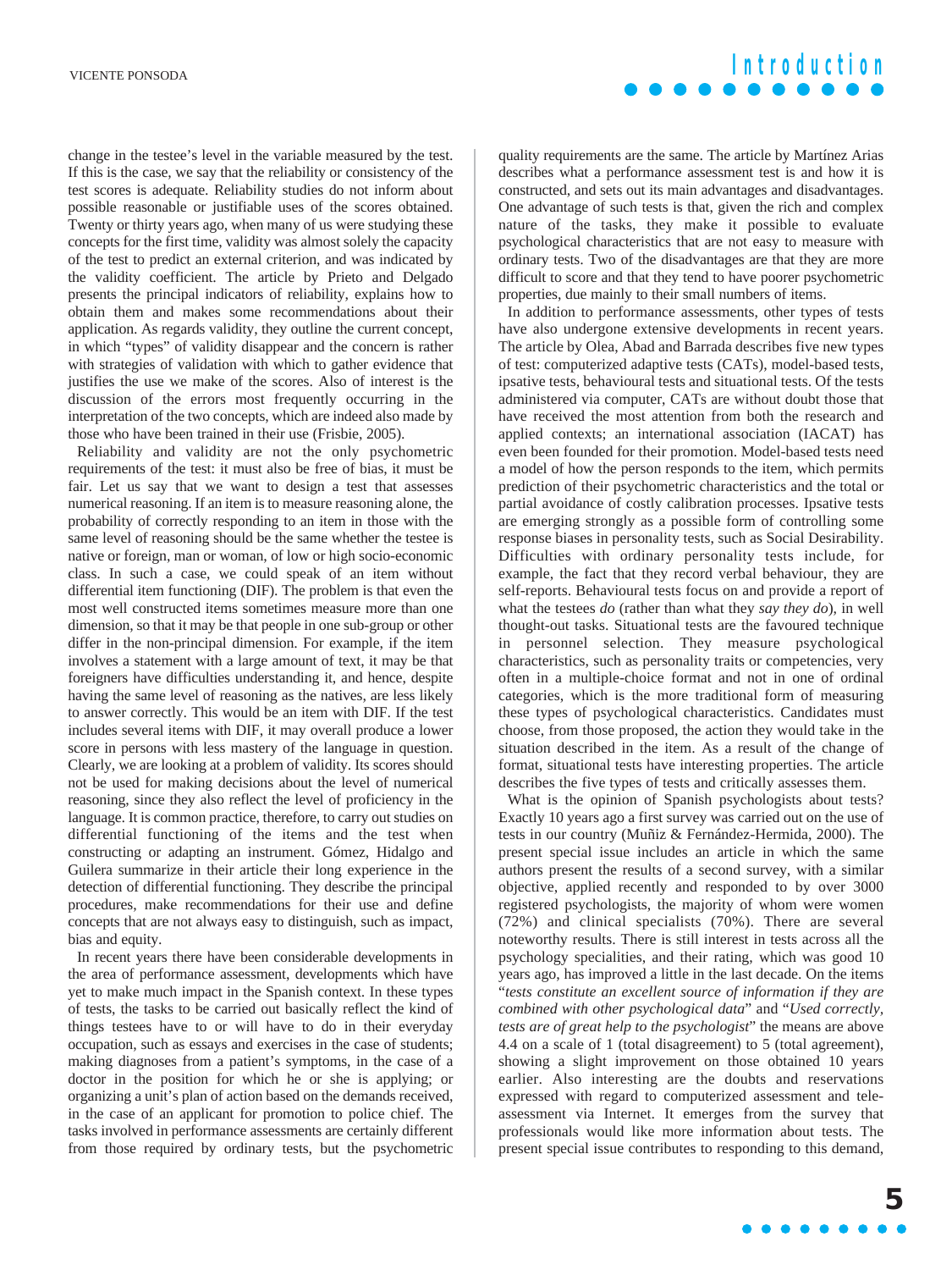change in the testee's level in the variable measured by the test. If this is the case, we say that the reliability or consistency of the test scores is adequate. Reliability studies do not inform about possible reasonable or justifiable uses of the scores obtained. Twenty or thirty years ago, when many of us were studying these concepts for the first time, validity was almost solely the capacity of the test to predict an external criterion, and was indicated by the validity coefficient. The article by Prieto and Delgado presents the principal indicators of reliability, explains how to obtain them and makes some recommendations about their application. As regards validity, they outline the current concept, in which "types" of validity disappear and the concern is rather with strategies of validation with which to gather evidence that justifies the use we make of the scores. Also of interest is the discussion of the errors most frequently occurring in the interpretation of the two concepts, which are indeed also made by those who have been trained in their use (Frisbie, 2005).

Reliability and validity are not the only psychometric requirements of the test: it must also be free of bias, it must be fair. Let us say that we want to design a test that assesses numerical reasoning. If an item is to measure reasoning alone, the probability of correctly responding to an item in those with the same level of reasoning should be the same whether the testee is native or foreign, man or woman, of low or high socio-economic class. In such a case, we could speak of an item without differential item functioning (DIF). The problem is that even the most well constructed items sometimes measure more than one dimension, so that it may be that people in one sub-group or other differ in the non-principal dimension. For example, if the item involves a statement with a large amount of text, it may be that foreigners have difficulties understanding it, and hence, despite having the same level of reasoning as the natives, are less likely to answer correctly. This would be an item with DIF. If the test includes several items with DIF, it may overall produce a lower score in persons with less mastery of the language in question. Clearly, we are looking at a problem of validity. Its scores should not be used for making decisions about the level of numerical reasoning, since they also reflect the level of proficiency in the language. It is common practice, therefore, to carry out studies on differential functioning of the items and the test when constructing or adapting an instrument. Gómez, Hidalgo and Guilera summarize in their article their long experience in the detection of differential functioning. They describe the principal procedures, make recommendations for their use and define concepts that are not always easy to distinguish, such as impact, bias and equity.

In recent years there have been considerable developments in the area of performance assessment, developments which have yet to make much impact in the Spanish context. In these types of tests, the tasks to be carried out basically reflect the kind of things testees have to or will have to do in their everyday occupation, such as essays and exercises in the case of students; making diagnoses from a patient's symptoms, in the case of a doctor in the position for which he or she is applying; or organizing a unit's plan of action based on the demands received, in the case of an applicant for promotion to police chief. The tasks involved in performance assessments are certainly different from those required by ordinary tests, but the psychometric quality requirements are the same. The article by Martínez Arias describes what a performance assessment test is and how it is constructed, and sets out its main advantages and disadvantages. One advantage of such tests is that, given the rich and complex nature of the tasks, they make it possible to evaluate psychological characteristics that are not easy to measure with ordinary tests. Two of the disadvantages are that they are more difficult to score and that they tend to have poorer psychometric properties, due mainly to their small numbers of items.

In addition to performance assessments, other types of tests have also undergone extensive developments in recent years. The article by Olea, Abad and Barrada describes five new types of test: computerized adaptive tests (CATs), model-based tests, ipsative tests, behavioural tests and situational tests. Of the tests administered via computer, CATs are without doubt those that have received the most attention from both the research and applied contexts; an international association (IACAT) has even been founded for their promotion. Model-based tests need a model of how the person responds to the item, which permits prediction of their psychometric characteristics and the total or partial avoidance of costly calibration processes. Ipsative tests are emerging strongly as a possible form of controlling some response biases in personality tests, such as Social Desirability. Difficulties with ordinary personality tests include, for example, the fact that they record verbal behaviour, they are self-reports. Behavioural tests focus on and provide a report of what the testees *do* (rather than what they *say they do*), in well thought-out tasks. Situational tests are the favoured technique in personnel selection. They measure psychological characteristics, such as personality traits or competencies, very often in a multiple-choice format and not in one of ordinal categories, which is the more traditional form of measuring these types of psychological characteristics. Candidates must choose, from those proposed, the action they would take in the situation described in the item. As a result of the change of format, situational tests have interesting properties. The article describes the five types of tests and critically assesses them.

What is the opinion of Spanish psychologists about tests? Exactly 10 years ago a first survey was carried out on the use of tests in our country (Muñiz & Fernández-Hermida, 2000). The present special issue includes an article in which the same authors present the results of a second survey, with a similar objective, applied recently and responded to by over 3000 registered psychologists, the majority of whom were women (72%) and clinical specialists (70%). There are several noteworthy results. There is still interest in tests across all the psychology specialities, and their rating, which was good 10 years ago, has improved a little in the last decade. On the items "*tests constitute an excellent source of information if they are combined with other psychological data*" and "*Used correctly, tests are of great help to the psychologist*" the means are above 4.4 on a scale of 1 (total disagreement) to 5 (total agreement), showing a slight improvement on those obtained 10 years earlier. Also interesting are the doubts and reservations expressed with regard to computerized assessment and tele-assessment via Internet. It emerges from the survey that professionals would like more information about tests. The present special issue contributes to responding to this demand,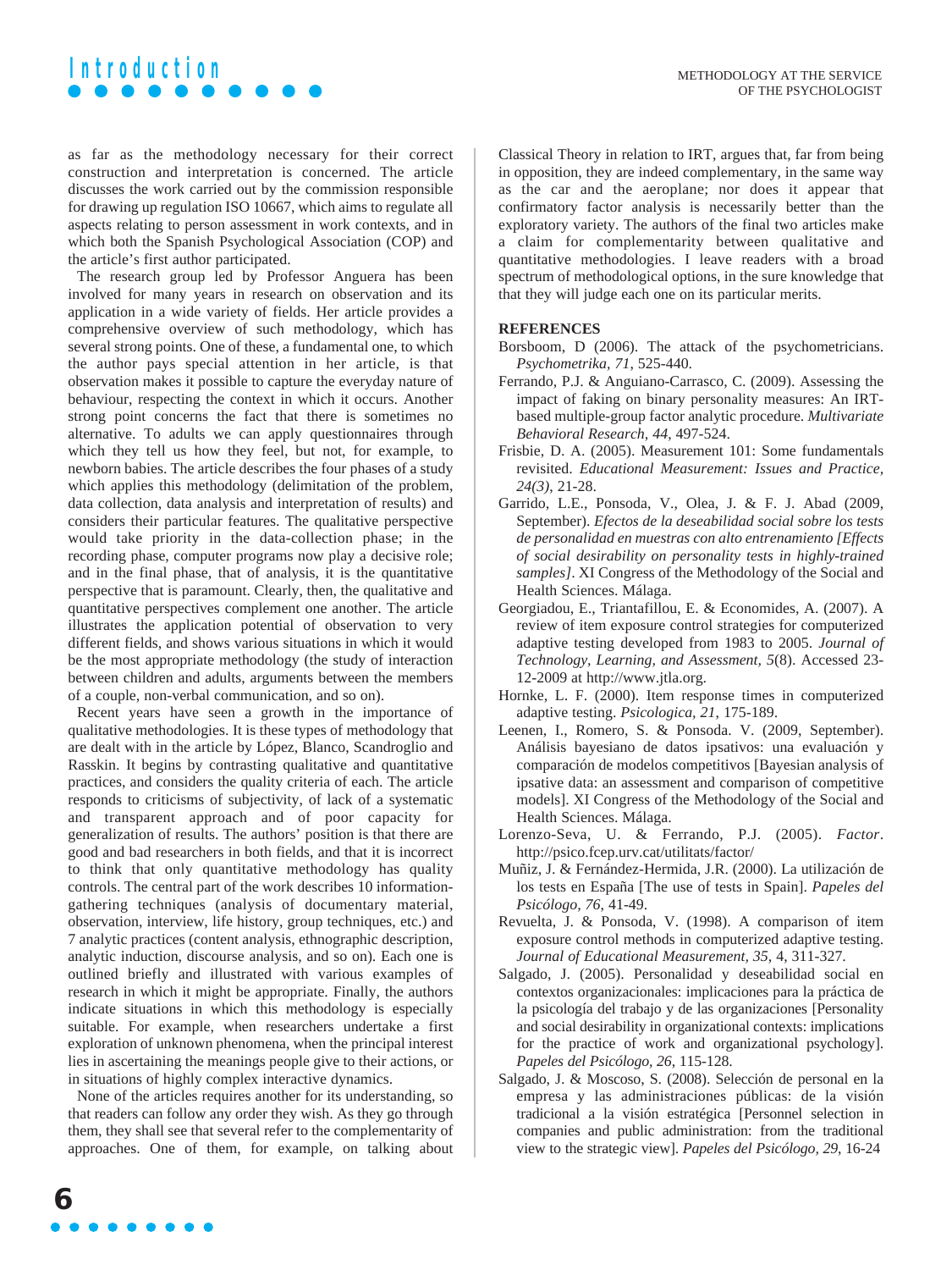as far as the methodology necessary for their correct construction and interpretation is concerned. The article discusses the work carried out by the commission responsible for drawing up regulation ISO 10667, which aims to regulate all aspects relating to person assessment in work contexts, and in which both the Spanish Psychological Association (COP) and the article's first author participated.

The research group led by Professor Anguera has been involved for many years in research on observation and its application in a wide variety of fields. Her article provides a comprehensive overview of such methodology, which has several strong points. One of these, a fundamental one, to which the author pays special attention in her article, is that observation makes it possible to capture the everyday nature of behaviour, respecting the context in which it occurs. Another strong point concerns the fact that there is sometimes no alternative. To adults we can apply questionnaires through which they tell us how they feel, but not, for example, to newborn babies. The article describes the four phases of a study which applies this methodology (delimitation of the problem, data collection, data analysis and interpretation of results) and considers their particular features. The qualitative perspective would take priority in the data-collection phase; in the recording phase, computer programs now play a decisive role; and in the final phase, that of analysis, it is the quantitative perspective that is paramount. Clearly, then, the qualitative and quantitative perspectives complement one another. The article illustrates the application potential of observation to very different fields, and shows various situations in which it would be the most appropriate methodology (the study of interaction between children and adults, arguments between the members of a couple, non-verbal communication, and so on).

Recent years have seen a growth in the importance of qualitative methodologies. It is these types of methodology that are dealt with in the article by López, Blanco, Scandroglio and Rasskin. It begins by contrasting qualitative and quantitative practices, and considers the quality criteria of each. The article responds to criticisms of subjectivity, of lack of a systematic and transparent approach and of poor capacity for generalization of results. The authors' position is that there are good and bad researchers in both fields, and that it is incorrect to think that only quantitative methodology has quality controls. The central part of the work describes 10 information-gathering techniques (analysis of documentary material, observation, interview, life history, group techniques, etc.) and 7 analytic practices (content analysis, ethnographic description, analytic induction, discourse analysis, and so on). Each one is outlined briefly and illustrated with various examples of research in which it might be appropriate. Finally, the authors indicate situations in which this methodology is especially suitable. For example, when researchers undertake a first exploration of unknown phenomena, when the principal interest lies in ascertaining the meanings people give to their actions, or in situations of highly complex interactive dynamics.

None of the articles requires another for its understanding, so that readers can follow any order they wish. As they go through them, they shall see that several refer to the complementarity of approaches. One of them, for example, on talking about Classical Theory in relation to IRT, argues that, far from being in opposition, they are indeed complementary, in the same way as the car and the aeroplane; nor does it appear that confirmatory factor analysis is necessarily better than the exploratory variety. The authors of the final two articles make a claim for complementarity between qualitative and quantitative methodologies. I leave readers with a broad spectrum of methodological options, in the sure knowledge that that they will judge each one on its particular merits.

## REFERENCES

Borsboom, D (2006). The attack of the psychometricians. *Psychometrika, 71,* 525-440.

Ferrando, P.J. & Anguiano-Carrasco, C. (2009). Assessing the impact of faking on binary personality measures: An IRT-based multiple-group factor analytic procedure. *Multivariate Behavioral Research, 44,* 497-524.

Frisbie, D. A. (2005). Measurement 101: Some fundamentals revisited. *Educational Measurement: Issues and Practice, 24(3),* 21-28.

Garrido, L.E., Ponsoda, V., Olea, J. & F. J. Abad (2009, September). *Efectos de la deseabilidad social sobre los tests de personalidad en muestras con alto entrenamiento [Effects of social desirability on personality tests in highly-trained samples].* XI Congress of the Methodology of the Social and Health Sciences. Málaga.

Georgiadou, E., Triantafillou, E. & Economides, A. (2007). A review of item exposure control strategies for computerized adaptive testing developed from 1983 to 2005. *Journal of Technology, Learning, and Assessment, 5*(8). Accessed 23-12-2009 at http://www.jtla.org.

Hornke, L. F. (2000). Item response times in computerized adaptive testing. *Psicologica, 21,* 175-189.

Leenen, I., Romero, S. & Ponsoda. V. (2009, September). Análisis bayesiano de datos ipsativos: una evaluación y comparación de modelos competitivos [Bayesian analysis of ipsative data: an assessment and comparison of competitive models]. XI Congress of the Methodology of the Social and Health Sciences. Málaga.

Lorenzo-Seva, U. & Ferrando, P.J. (2005). *Factor*. http://psico.fcep.urv.cat/utilitats/factor/

Muñiz, J. & Fernández-Hermida, J.R. (2000). La utilización de los tests en España [The use of tests in Spain]. *Papeles del Psicólogo, 76,* 41-49.

Revuelta, J. & Ponsoda, V. (1998). A comparison of item exposure control methods in computerized adaptive testing. *Journal of Educational Measurement, 35*, 4, 311-327.

Salgado, J. (2005). Personalidad y deseabilidad social en contextos organizacionales: implicaciones para la práctica de la psicología del trabajo y de las organizaciones [Personality and social desirability in organizational contexts: implications for the practice of work and organizational psychology]. *Papeles del Psicólogo, 26*, 115-128.

Salgado, J. & Moscoso, S. (2008). Selección de personal en la empresa y las administraciones públicas: de la visión tradicional a la visión estratégica [Personnel selection in companies and public administration: from the traditional view to the strategic view]. *Papeles del Psicólogo, 29*, 16-24